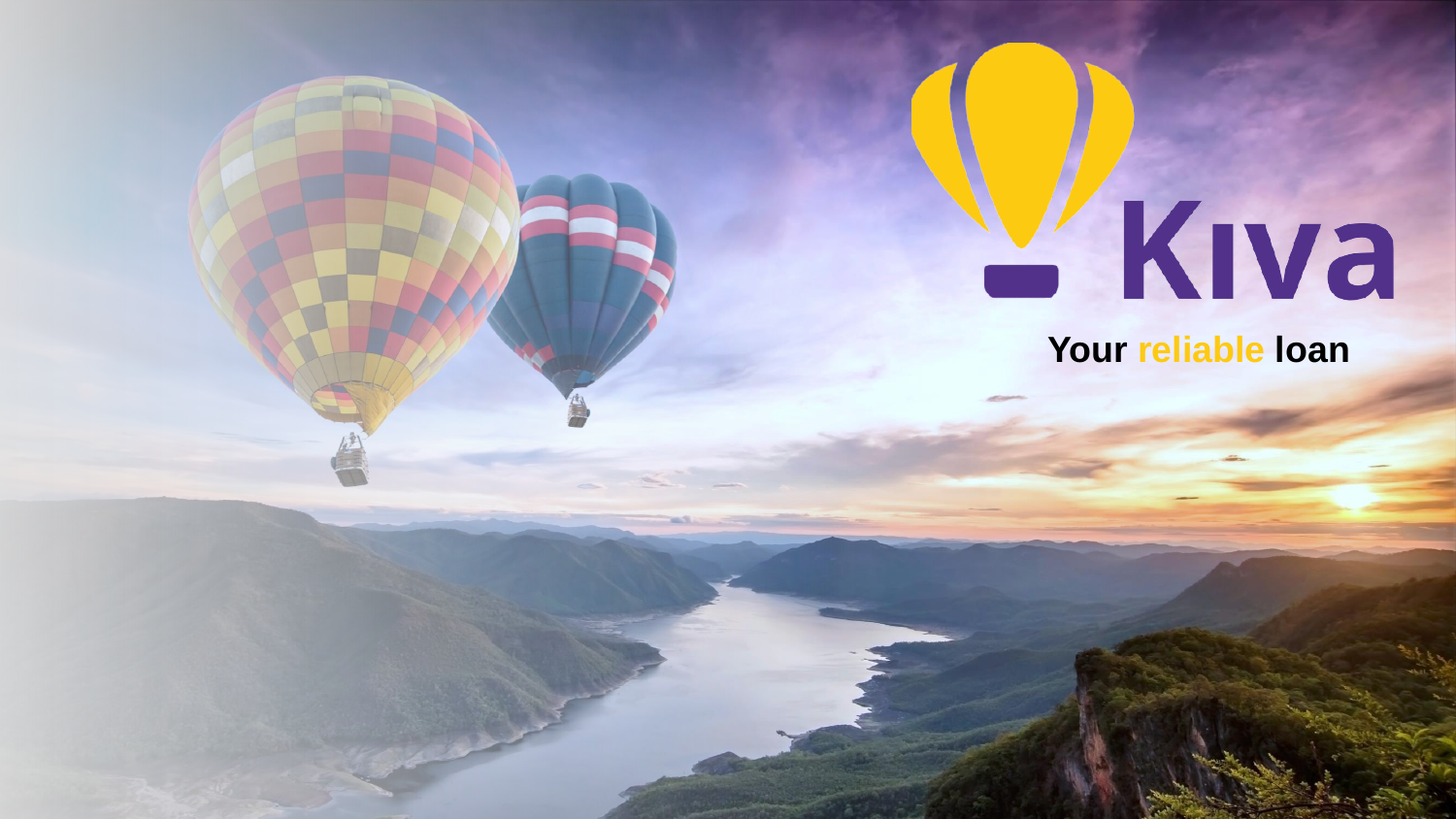# Kiva

**Your reliable loan**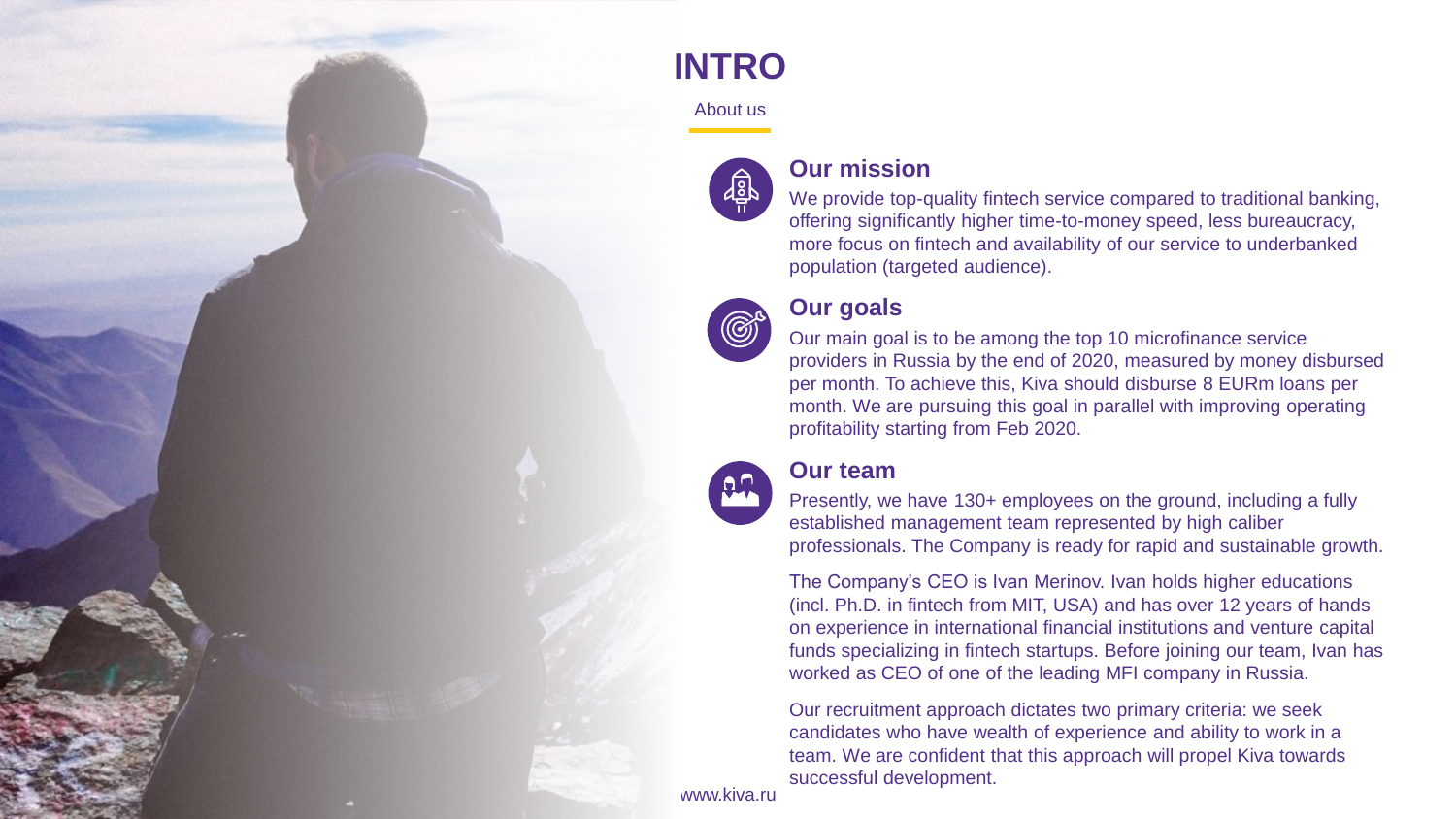# INTRO

About us

## Our mission

We provide top-quality fintech service compared to traditional banking, offering significantly higher time-to-money speed, less bureaucracy, more focus on fintech and availability of our service to underbanked population (targeted audience).

## Our goals

Our main goal is to be among the top 10 microfinance service providers in Russia by the end of 2020, measured by money disbursed per month. To achieve this, Kiva should disburse 8 EURm loans per month. We are pursuing this goal in parallel with improving operating profitability starting from Feb 2020.

## Our team

Presently, we have 130+ employees on the ground, including a fully established management team represented by high caliber professionals. The Company is ready for rapid and sustainable growth.

The Company's CEO is Ivan Merinov. Ivan holds higher educations (incl. Ph.D. in fintech from MIT, USA) and has over 12 years of hands on experience in international financial institutions and venture capital funds specializing in fintech startups. Before joining our team, Ivan has worked as CEO of one of the leading MFI company in Russia.

Our recruitment approach dictates two primary criteria: we seek candidates who have wealth of experience and ability to work in a team. We are confident that this approach will propel Kiva towards successful development.

www.kiva.ru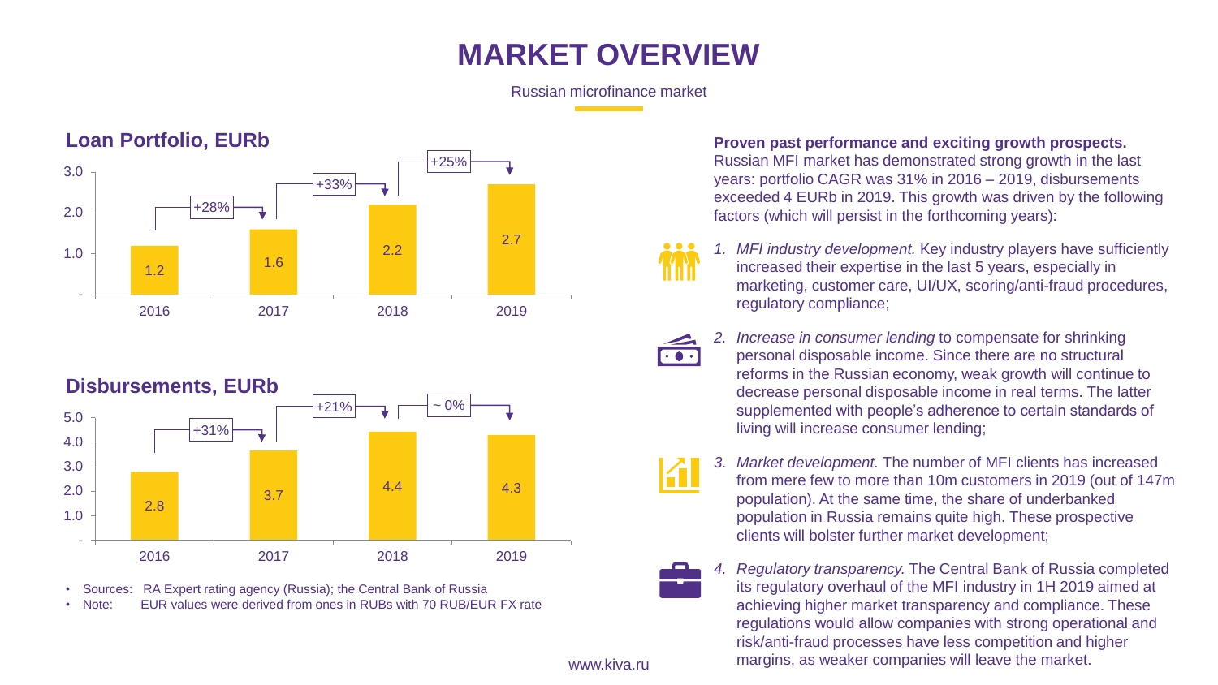# MARKET OVERVIEW

Russian microfinance market

## Loan Portfolio, EURb

3.0
2.0
1.0
-

1.2
1.6
2.2
2.7

+28%
+33%
+25%

2016
2017
2018
2019

## Disbursements, EURb

5.0
4.0
3.0
2.0
1.0
-

2.8
3.7
4.4
4.3

+31%
+21%
~ 0%

2016
2017
2018
2019

- Sources: RA Expert rating agency (Russia); the Central Bank of Russia
- Note: EUR values were derived from ones in RUBs with 70 RUB/EUR FX rate

**Proven past performance and exciting growth prospects.** Russian MFI market has demonstrated strong growth in the last years: portfolio CAGR was 31% in 2016 – 2019, disbursements exceeded 4 EURb in 2019. This growth was driven by the following factors (which will persist in the forthcoming years):

1. *MFI industry development.* Key industry players have sufficiently increased their expertise in the last 5 years, especially in marketing, customer care, UI/UX, scoring/anti-fraud procedures, regulatory compliance;
2. *Increase in consumer lending* to compensate for shrinking personal disposable income. Since there are no structural reforms in the Russian economy, weak growth will continue to decrease personal disposable income in real terms. The latter supplemented with people's adherence to certain standards of living will increase consumer lending;
3. *Market development.* The number of MFI clients has increased from mere few to more than 10m customers in 2019 (out of 147m population). At the same time, the share of underbanked population in Russia remains quite high. These prospective clients will bolster further market development;
4. *Regulatory transparency.* The Central Bank of Russia completed its regulatory overhaul of the MFI industry in 1H 2019 aimed at achieving higher market transparency and compliance. These regulations would allow companies with strong operational and risk/anti-fraud processes have less competition and higher margins, as weaker companies will leave the market.

www.kiva.ru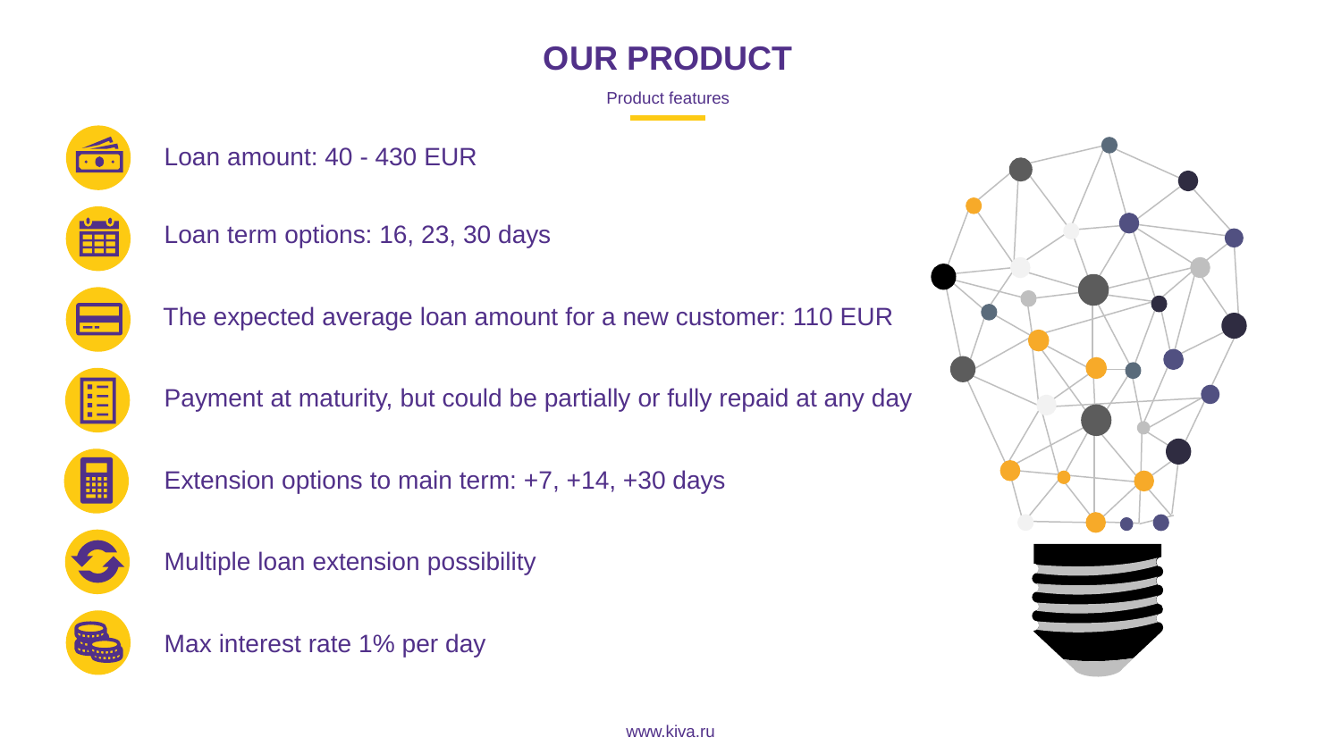# OUR PRODUCT

Product features

- Loan amount: 40 - 430 EUR
- Loan term options: 16, 23, 30 days
- The expected average loan amount for a new customer: 110 EUR
- Payment at maturity, but could be partially or fully repaid at any day
- Extension options to main term: +7, +14, +30 days
- Multiple loan extension possibility
- Max interest rate 1% per day

www.kiva.ru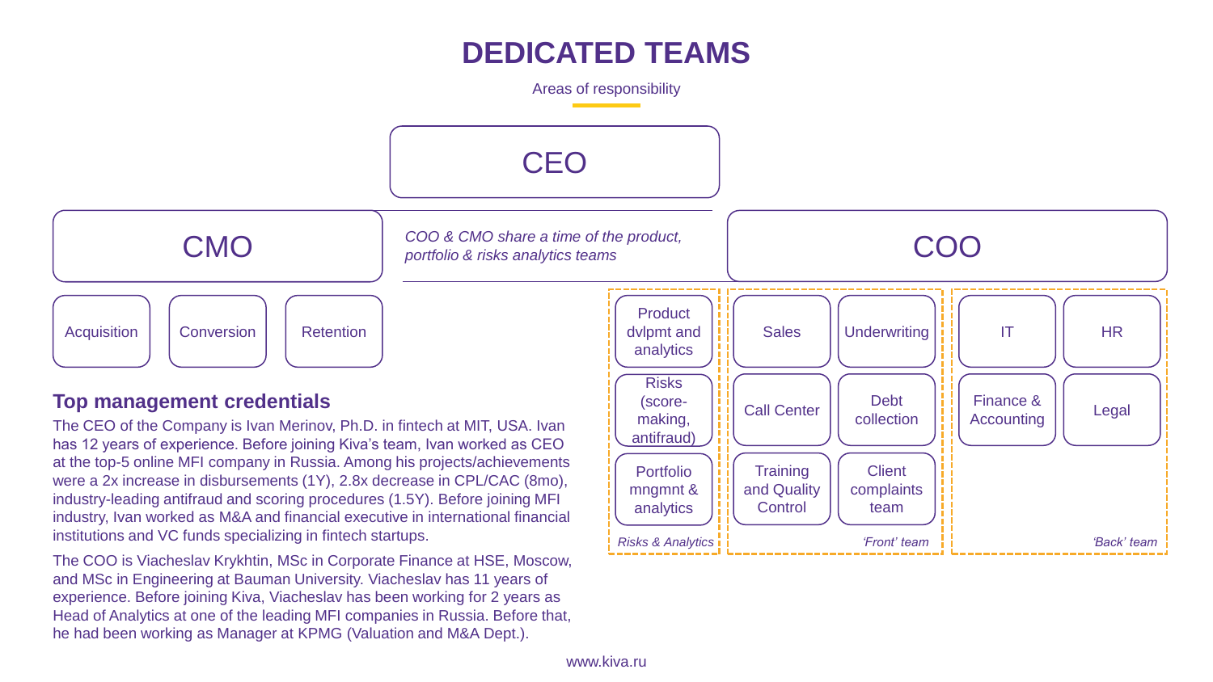# DEDICATED TEAMS

Areas of responsibility

CEO

CMO

*COO & CMO share a time of the product, portfolio & risks analytics teams*

COO

Acquisition

Conversion

Retention

Product dvlpmt and analytics

Risks (score-making, antifraud)

Portfolio mngmnt & analytics

*Risks & Analytics*

Sales

Underwriting

Call Center

Debt collection

Training and Quality Control

Client complaints team

*'Front' team*

IT

HR

Finance & Accounting

Legal

*'Back' team*

## Top management credentials

The CEO of the Company is Ivan Merinov, Ph.D. in fintech at MIT, USA. Ivan has 12 years of experience. Before joining Kiva's team, Ivan worked as CEO at the top-5 online MFI company in Russia. Among his projects/achievements were a 2x increase in disbursements (1Y), 2.8x decrease in CPL/CAC (8mo), industry-leading antifraud and scoring procedures (1.5Y). Before joining MFI industry, Ivan worked as M&A and financial executive in international financial institutions and VC funds specializing in fintech startups.

The COO is Viacheslav Krykhtin, MSc in Corporate Finance at HSE, Moscow, and MSc in Engineering at Bauman University. Viacheslav has 11 years of experience. Before joining Kiva, Viacheslav has been working for 2 years as Head of Analytics at one of the leading MFI companies in Russia. Before that, he had been working as Manager at KPMG (Valuation and M&A Dept.).

www.kiva.ru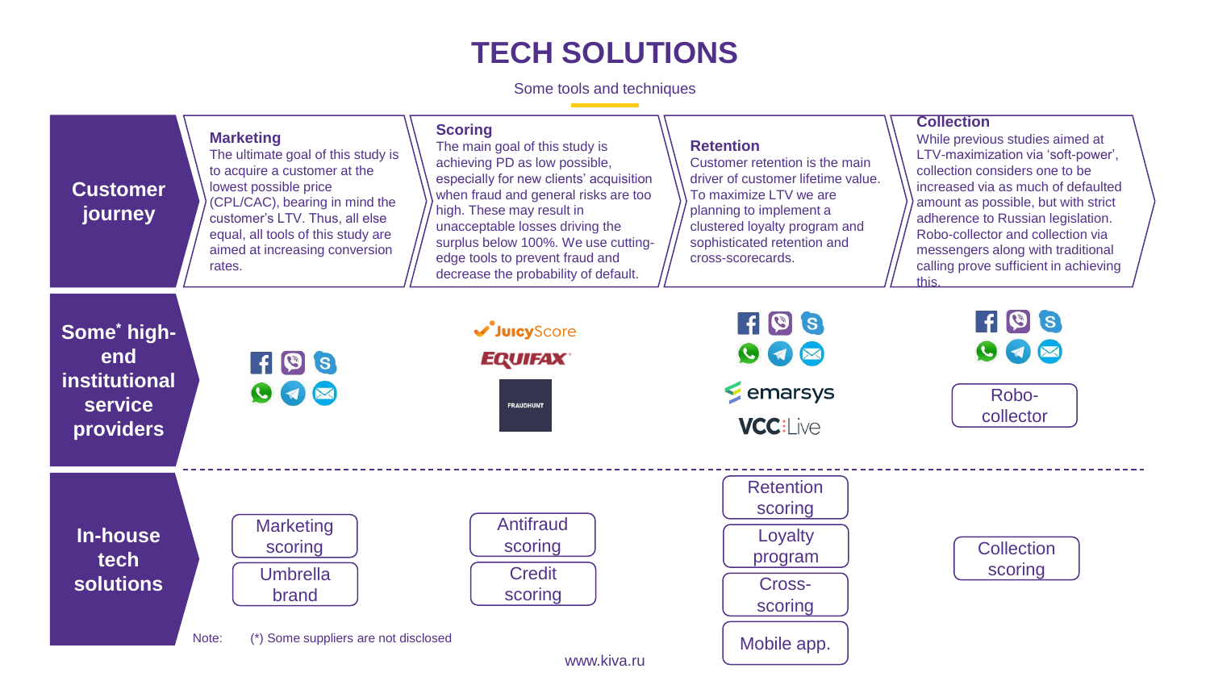# TECH SOLUTIONS

Some tools and techniques

| | Marketing | Scoring | Retention | Collection |
|---|---|---|---|---|
| **Customer journey** | **Marketing** The ultimate goal of this study is to acquire a customer at the lowest possible price (CPL/CAC), bearing in mind the customer's LTV. Thus, all else equal, all tools of this study are aimed at increasing conversion rates. | **Scoring** The main goal of this study is achieving PD as low possible, especially for new clients' acquisition when fraud and general risks are too high. These may result in unacceptable losses driving the surplus below 100%. We use cutting-edge tools to prevent fraud and decrease the probability of default. | **Retention** Customer retention is the main driver of customer lifetime value. To maximize LTV we are planning to implement a clustered loyalty program and sophisticated retention and cross-scorecards. | **Collection** While previous studies aimed at LTV-maximization via 'soft-power', collection considers one to be increased via as much of defaulted amount as possible, but with strict adherence to Russian legislation. Robo-collector and collection via messengers along with traditional calling prove sufficient in achieving this. |
| **Some* high-end institutional service providers** | Facebook, Viber, Skype, WhatsApp, Telegram, E-mail | JuicyScore, EQUIFAX, FRAUDHUNT | Facebook, Viber, Skype, WhatsApp, Telegram, E-mail; emarsys; VCC:Live | Facebook, Viber, Skype, WhatsApp, Telegram, E-mail; Robo-collector |
| **In-house tech solutions** | Marketing scoring; Umbrella brand | Antifraud scoring; Credit scoring | Retention scoring; Loyalty program; Cross-scoring; Mobile app. | Collection scoring |

Note: (*) Some suppliers are not disclosed

www.kiva.ru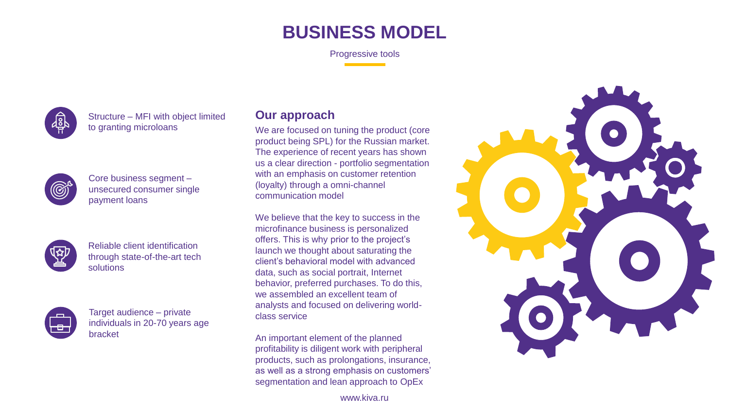# BUSINESS MODEL

Progressive tools

- Structure – MFI with object limited to granting microloans
- Core business segment – unsecured consumer single payment loans
- Reliable client identification through state-of-the-art tech solutions
- Target audience – private individuals in 20-70 years age bracket

## Our approach

We are focused on tuning the product (core product being SPL) for the Russian market. The experience of recent years has shown us a clear direction - portfolio segmentation with an emphasis on customer retention (loyalty) through a omni-channel communication model

We believe that the key to success in the microfinance business is personalized offers. This is why prior to the project's launch we thought about saturating the client's behavioral model with advanced data, such as social portrait, Internet behavior, preferred purchases. To do this, we assembled an excellent team of analysts and focused on delivering world-class service

An important element of the planned profitability is diligent work with peripheral products, such as prolongations, insurance, as well as a strong emphasis on customers' segmentation and lean approach to OpEx

www.kiva.ru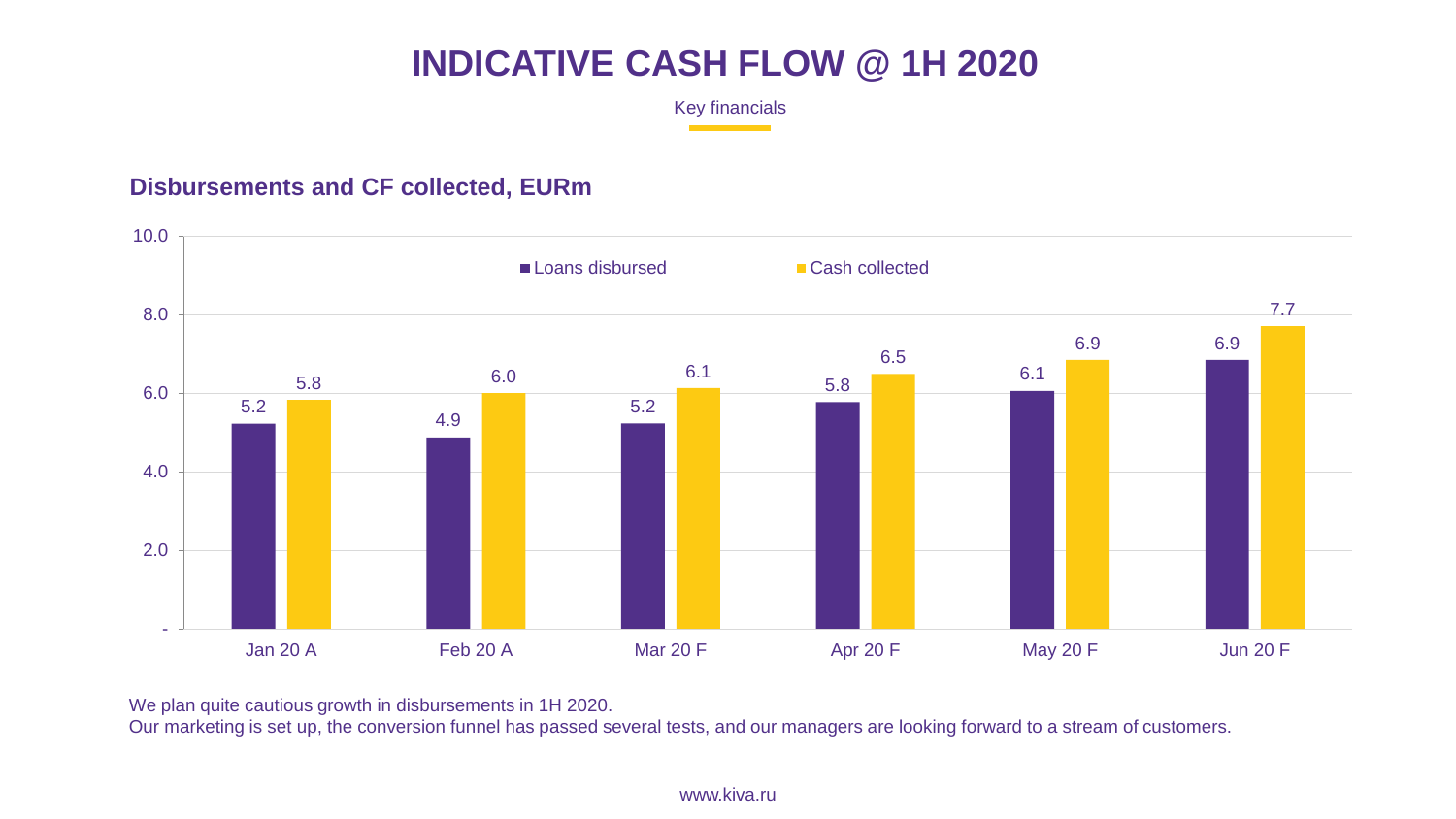# INDICATIVE CASH FLOW @ 1H 2020

Key financials

## Disbursements and CF collected, EURm

Loans disbursed
Cash collected

10.0
8.0
6.0
4.0
2.0
-

Jan 20 A: 5.2, 5.8
Feb 20 A: 4.9, 6.0
Mar 20 F: 5.2, 6.1
Apr 20 F: 5.8, 6.5
May 20 F: 6.1, 6.9
Jun 20 F: 6.9, 7.7

We plan quite cautious growth in disbursements in 1H 2020.
Our marketing is set up, the conversion funnel has passed several tests, and our managers are looking forward to a stream of customers.

www.kiva.ru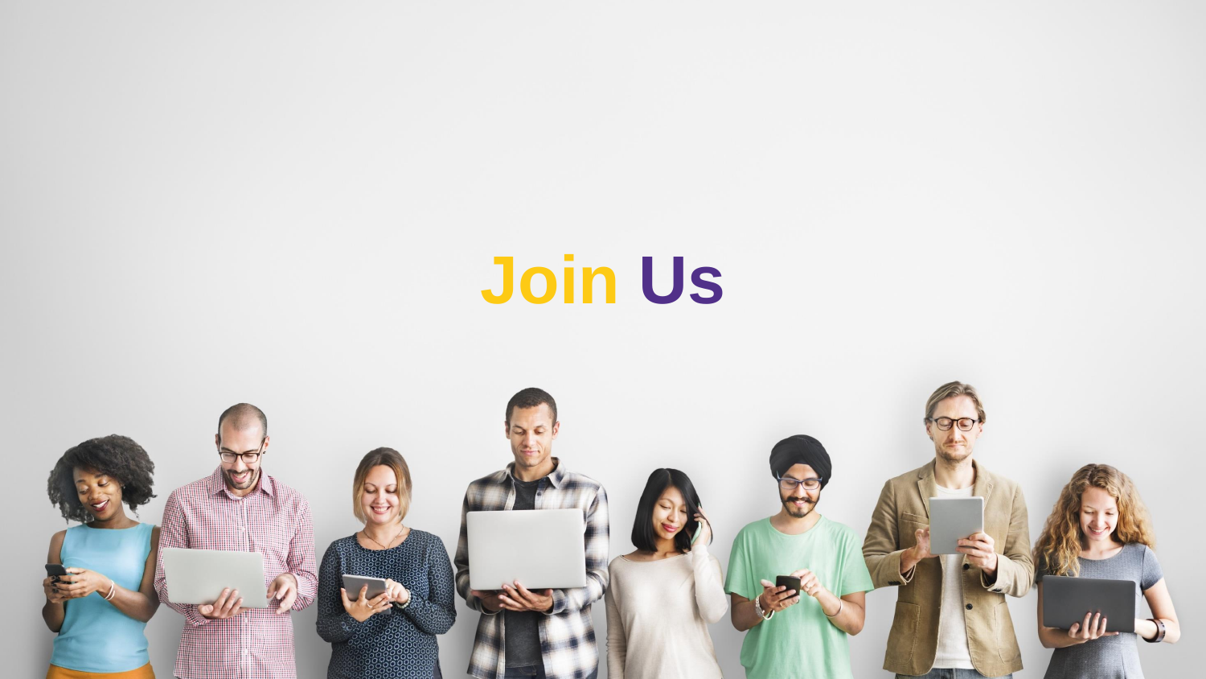# Join Us